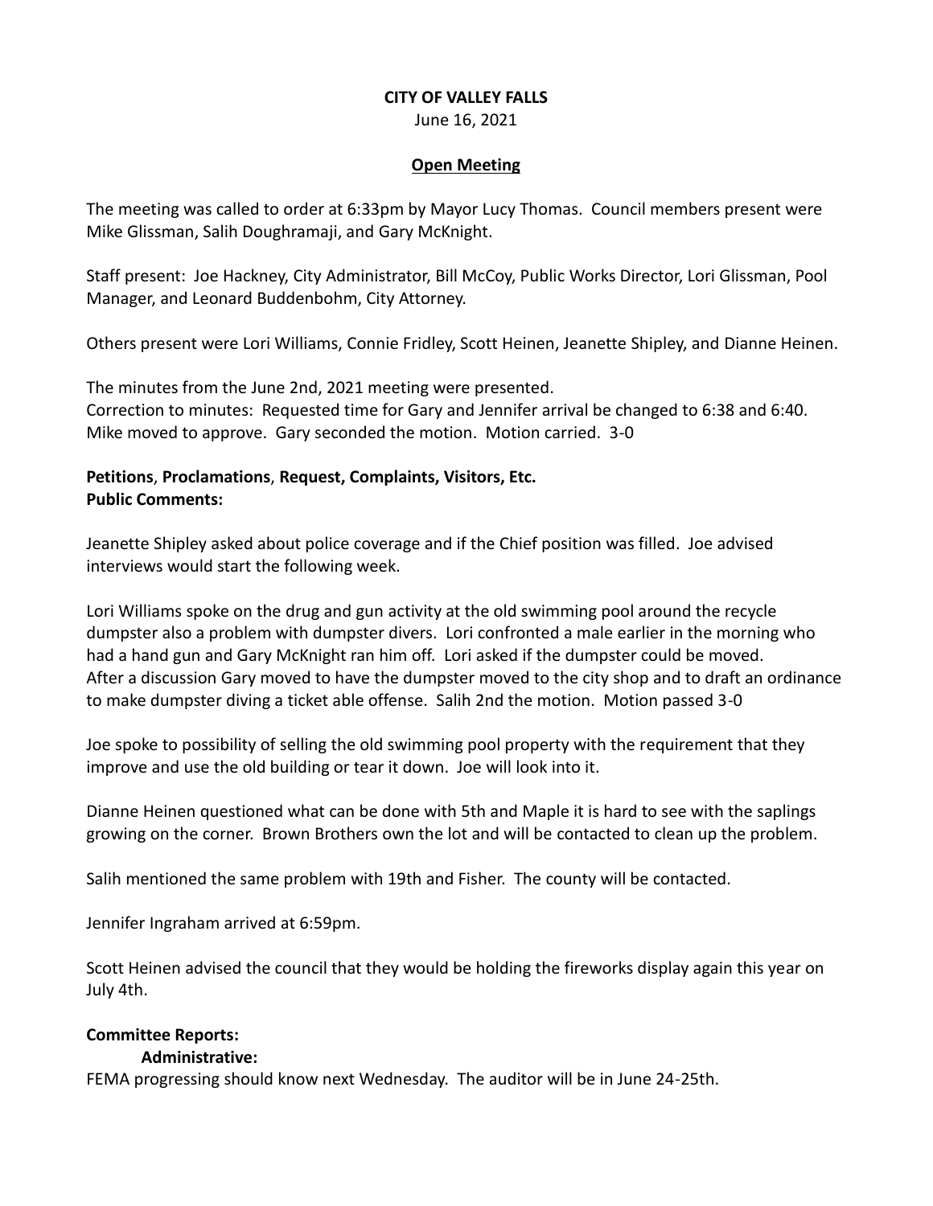**CITY OF VALLEY FALLS**

June 16, 2021

**Open Meeting**

The meeting was called to order at 6:33pm by Mayor Lucy Thomas. Council members present were Mike Glissman, Salih Doughramaji, and Gary McKnight.

Staff present: Joe Hackney, City Administrator, Bill McCoy, Public Works Director, Lori Glissman, Pool Manager, and Leonard Buddenbohm, City Attorney.

Others present were Lori Williams, Connie Fridley, Scott Heinen, Jeanette Shipley, and Dianne Heinen.

The minutes from the June 2nd, 2021 meeting were presented.
Correction to minutes: Requested time for Gary and Jennifer arrival be changed to 6:38 and 6:40.
Mike moved to approve. Gary seconded the motion. Motion carried. 3-0

**Petitions**, **Proclamations**, **Request, Complaints, Visitors, Etc.**
**Public Comments:**

Jeanette Shipley asked about police coverage and if the Chief position was filled. Joe advised interviews would start the following week.

Lori Williams spoke on the drug and gun activity at the old swimming pool around the recycle dumpster also a problem with dumpster divers. Lori confronted a male earlier in the morning who had a hand gun and Gary McKnight ran him off. Lori asked if the dumpster could be moved. After a discussion Gary moved to have the dumpster moved to the city shop and to draft an ordinance to make dumpster diving a ticket able offense. Salih 2nd the motion. Motion passed 3-0

Joe spoke to possibility of selling the old swimming pool property with the requirement that they improve and use the old building or tear it down. Joe will look into it.

Dianne Heinen questioned what can be done with 5th and Maple it is hard to see with the saplings growing on the corner. Brown Brothers own the lot and will be contacted to clean up the problem.

Salih mentioned the same problem with 19th and Fisher. The county will be contacted.

Jennifer Ingraham arrived at 6:59pm.

Scott Heinen advised the council that they would be holding the fireworks display again this year on July 4th.

**Committee Reports:**

**Administrative:**

FEMA progressing should know next Wednesday. The auditor will be in June 24-25th.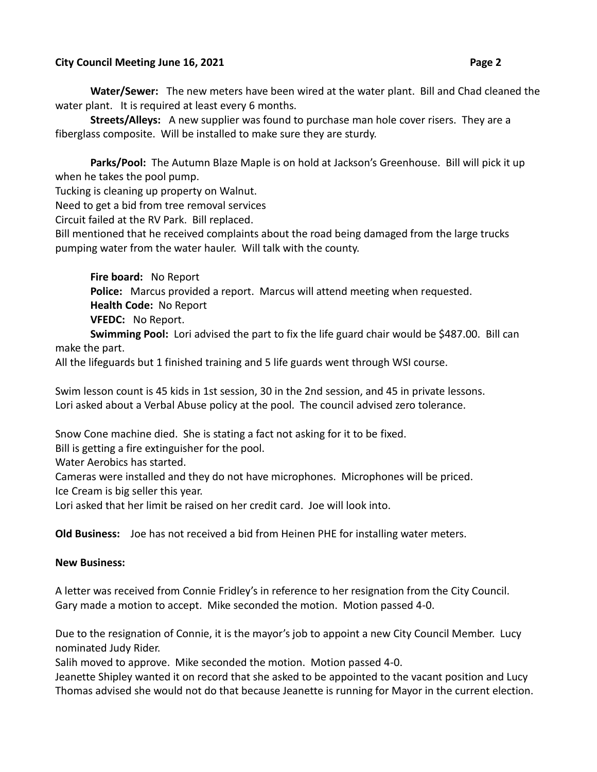**Water/Sewer:** The new meters have been wired at the water plant. Bill and Chad cleaned the water plant. It is required at least every 6 months.

**Streets/Alleys:** A new supplier was found to purchase man hole cover risers. They are a fiberglass composite. Will be installed to make sure they are sturdy.

**Parks/Pool:** The Autumn Blaze Maple is on hold at Jackson's Greenhouse. Bill will pick it up when he takes the pool pump.

Tucking is cleaning up property on Walnut.

Need to get a bid from tree removal services

Circuit failed at the RV Park. Bill replaced.

Bill mentioned that he received complaints about the road being damaged from the large trucks pumping water from the water hauler. Will talk with the county.

**Fire board:** No Report

**Police:** Marcus provided a report. Marcus will attend meeting when requested.

**Health Code:** No Report

**VFEDC:** No Report.

**Swimming Pool:** Lori advised the part to fix the life guard chair would be $487.00. Bill can make the part.

All the lifeguards but 1 finished training and 5 life guards went through WSI course.

Swim lesson count is 45 kids in 1st session, 30 in the 2nd session, and 45 in private lessons.

Lori asked about a Verbal Abuse policy at the pool. The council advised zero tolerance.

Snow Cone machine died. She is stating a fact not asking for it to be fixed.

Bill is getting a fire extinguisher for the pool.

Water Aerobics has started.

Cameras were installed and they do not have microphones. Microphones will be priced.

Ice Cream is big seller this year.

Lori asked that her limit be raised on her credit card. Joe will look into.

**Old Business:** Joe has not received a bid from Heinen PHE for installing water meters.

**New Business:**

A letter was received from Connie Fridley's in reference to her resignation from the City Council. Gary made a motion to accept. Mike seconded the motion. Motion passed 4-0.

Due to the resignation of Connie, it is the mayor's job to appoint a new City Council Member. Lucy nominated Judy Rider.

Salih moved to approve. Mike seconded the motion. Motion passed 4-0.

Jeanette Shipley wanted it on record that she asked to be appointed to the vacant position and Lucy Thomas advised she would not do that because Jeanette is running for Mayor in the current election.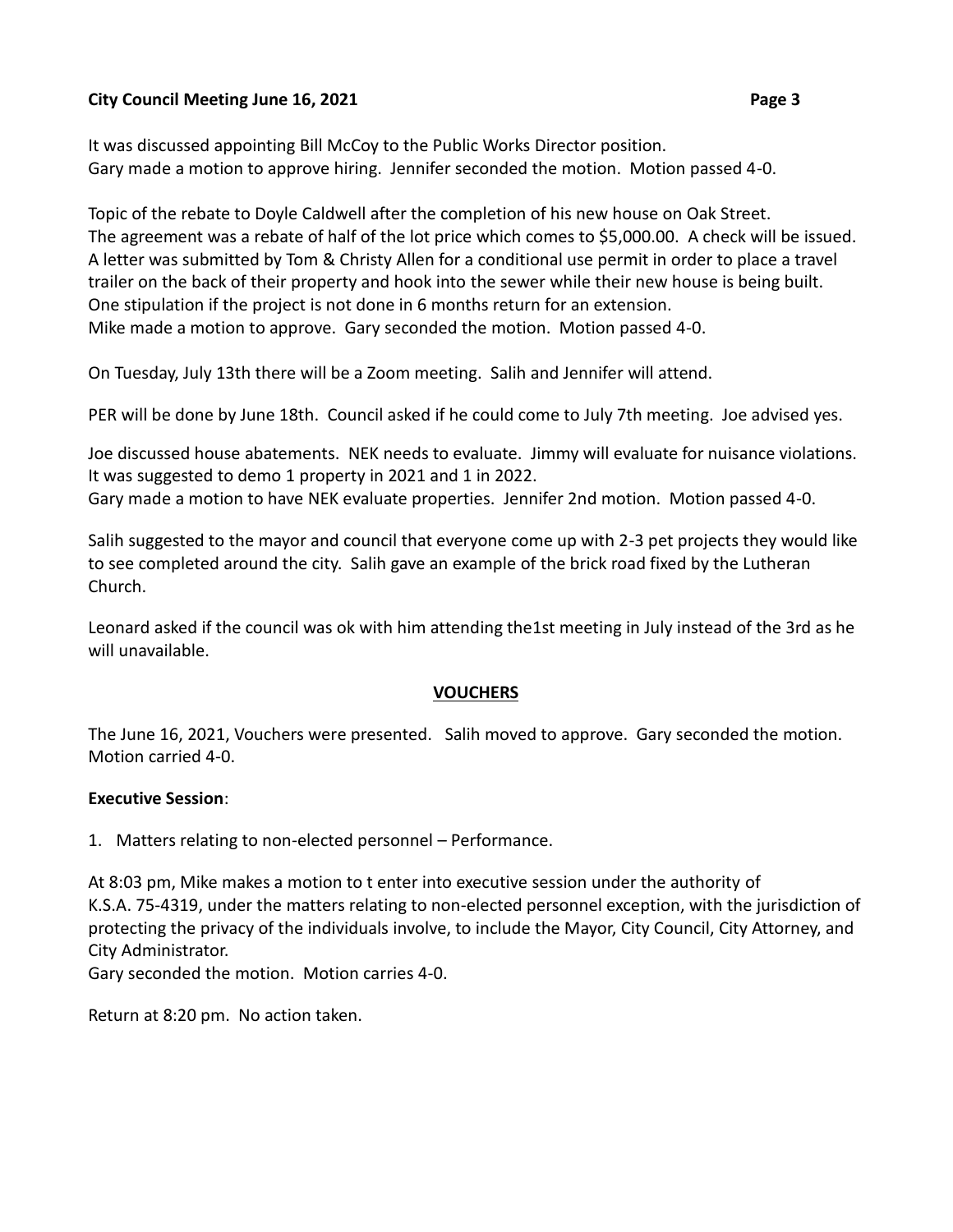It was discussed appointing Bill McCoy to the Public Works Director position.
Gary made a motion to approve hiring. Jennifer seconded the motion. Motion passed 4-0.

Topic of the rebate to Doyle Caldwell after the completion of his new house on Oak Street.
The agreement was a rebate of half of the lot price which comes to $5,000.00. A check will be issued.
A letter was submitted by Tom & Christy Allen for a conditional use permit in order to place a travel trailer on the back of their property and hook into the sewer while their new house is being built.
One stipulation if the project is not done in 6 months return for an extension.
Mike made a motion to approve. Gary seconded the motion. Motion passed 4-0.

On Tuesday, July 13th there will be a Zoom meeting. Salih and Jennifer will attend.

PER will be done by June 18th. Council asked if he could come to July 7th meeting. Joe advised yes.

Joe discussed house abatements. NEK needs to evaluate. Jimmy will evaluate for nuisance violations.
It was suggested to demo 1 property in 2021 and 1 in 2022.
Gary made a motion to have NEK evaluate properties. Jennifer 2nd motion. Motion passed 4-0.

Salih suggested to the mayor and council that everyone come up with 2-3 pet projects they would like to see completed around the city. Salih gave an example of the brick road fixed by the Lutheran Church.

Leonard asked if the council was ok with him attending the1st meeting in July instead of the 3rd as he will unavailable.

## **VOUCHERS**

The June 16, 2021, Vouchers were presented. Salih moved to approve. Gary seconded the motion. Motion carried 4-0.

**Executive Session**:

1. Matters relating to non-elected personnel – Performance.

At 8:03 pm, Mike makes a motion to t enter into executive session under the authority of K.S.A. 75-4319, under the matters relating to non-elected personnel exception, with the jurisdiction of protecting the privacy of the individuals involve, to include the Mayor, City Council, City Attorney, and City Administrator.
Gary seconded the motion. Motion carries 4-0.

Return at 8:20 pm. No action taken.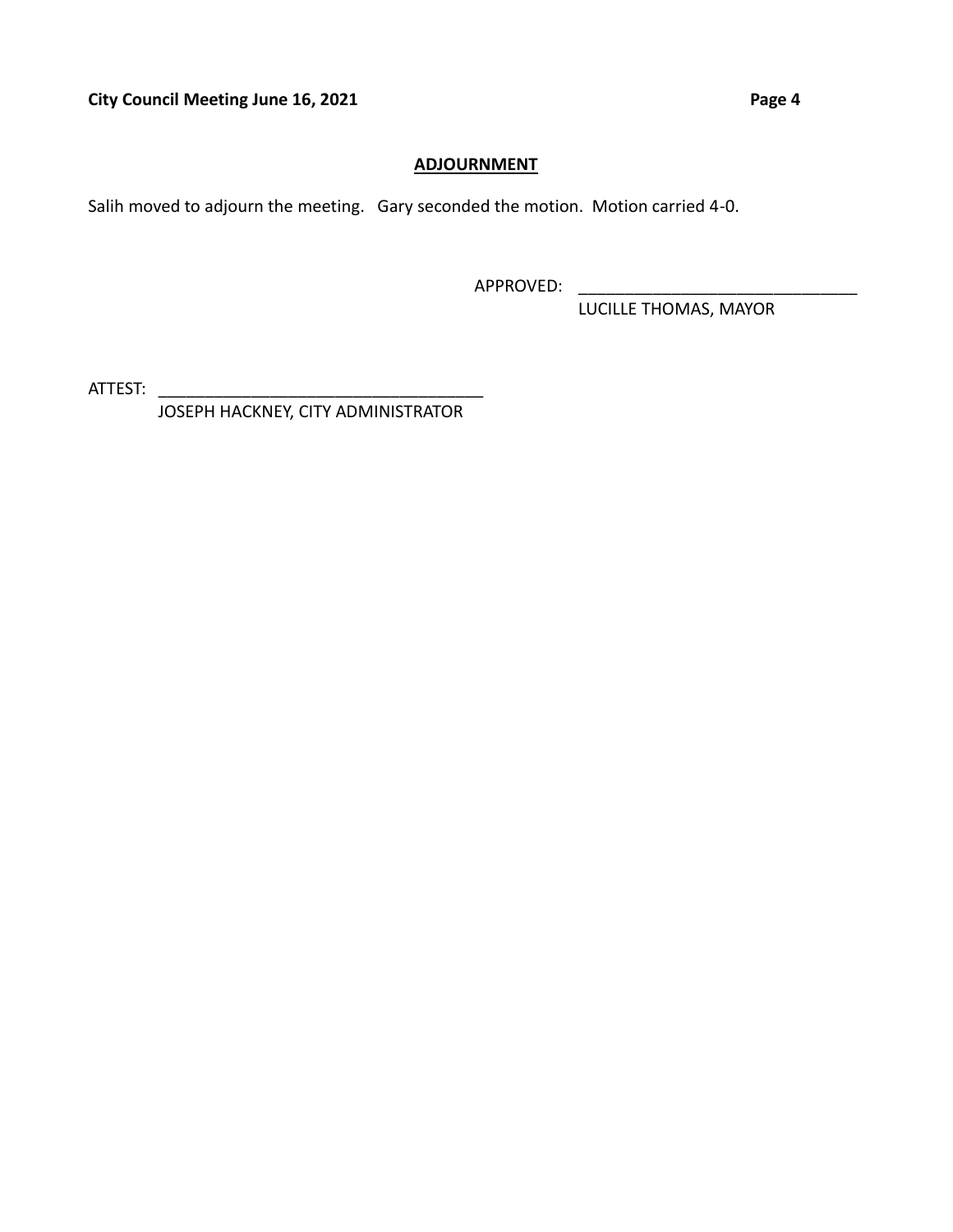## ADJOURNMENT

Salih moved to adjourn the meeting. Gary seconded the motion. Motion carried 4-0.

APPROVED: ______________________________
LUCILLE THOMAS, MAYOR

ATTEST: ___________________________________
JOSEPH HACKNEY, CITY ADMINISTRATOR